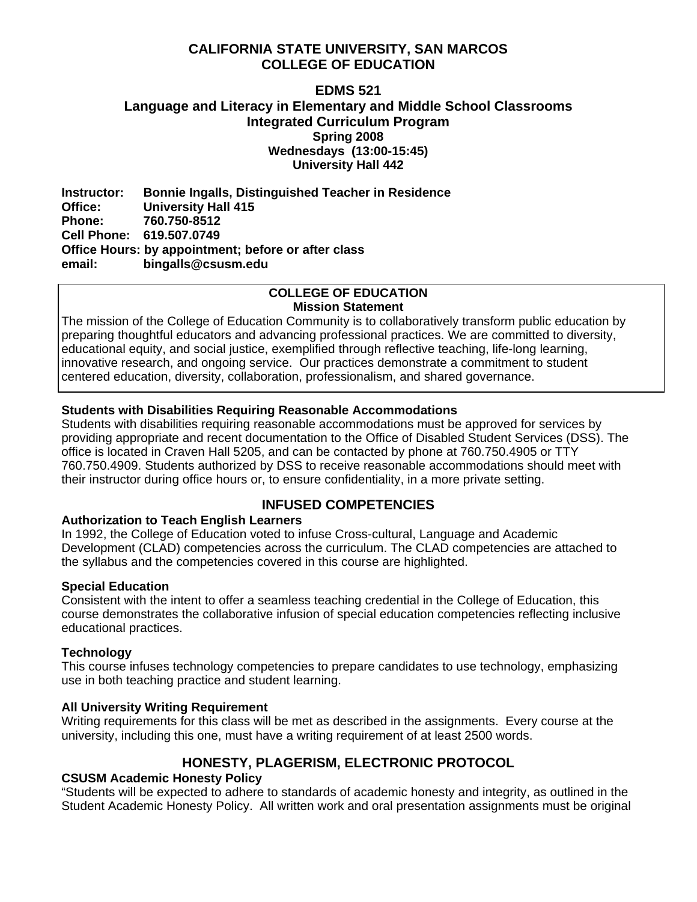# CALIFORNIA STATE UNIVERSITY, SAN MARCOS
# COLLEGE OF EDUCATION

## EDMS 521
## Language and Literacy in Elementary and Middle School Classrooms
## Integrated Curriculum Program

**Spring 2008**
**Wednesdays (13:00-15:45)**
**University Hall 442**

**Instructor:** **Bonnie Ingalls, Distinguished Teacher in Residence**
**Office:** **University Hall 415**
**Phone:** **760.750-8512**
**Cell Phone:** **619.507.0749**
**Office Hours: by appointment; before or after class**
**email:** **bingalls@csusm.edu**

---

**COLLEGE OF EDUCATION**
**Mission Statement**

The mission of the College of Education Community is to collaboratively transform public education by preparing thoughtful educators and advancing professional practices. We are committed to diversity, educational equity, and social justice, exemplified through reflective teaching, life-long learning, innovative research, and ongoing service. Our practices demonstrate a commitment to student centered education, diversity, collaboration, professionalism, and shared governance.

---

### Students with Disabilities Requiring Reasonable Accommodations

Students with disabilities requiring reasonable accommodations must be approved for services by providing appropriate and recent documentation to the Office of Disabled Student Services (DSS). The office is located in Craven Hall 5205, and can be contacted by phone at 760.750.4905 or TTY 760.750.4909. Students authorized by DSS to receive reasonable accommodations should meet with their instructor during office hours or, to ensure confidentiality, in a more private setting.

## INFUSED COMPETENCIES

### Authorization to Teach English Learners

In 1992, the College of Education voted to infuse Cross-cultural, Language and Academic Development (CLAD) competencies across the curriculum. The CLAD competencies are attached to the syllabus and the competencies covered in this course are highlighted.

### Special Education

Consistent with the intent to offer a seamless teaching credential in the College of Education, this course demonstrates the collaborative infusion of special education competencies reflecting inclusive educational practices.

### Technology

This course infuses technology competencies to prepare candidates to use technology, emphasizing use in both teaching practice and student learning.

### All University Writing Requirement

Writing requirements for this class will be met as described in the assignments. Every course at the university, including this one, must have a writing requirement of at least 2500 words.

## HONESTY, PLAGERISM, ELECTRONIC PROTOCOL

### CSUSM Academic Honesty Policy

"Students will be expected to adhere to standards of academic honesty and integrity, as outlined in the Student Academic Honesty Policy. All written work and oral presentation assignments must be original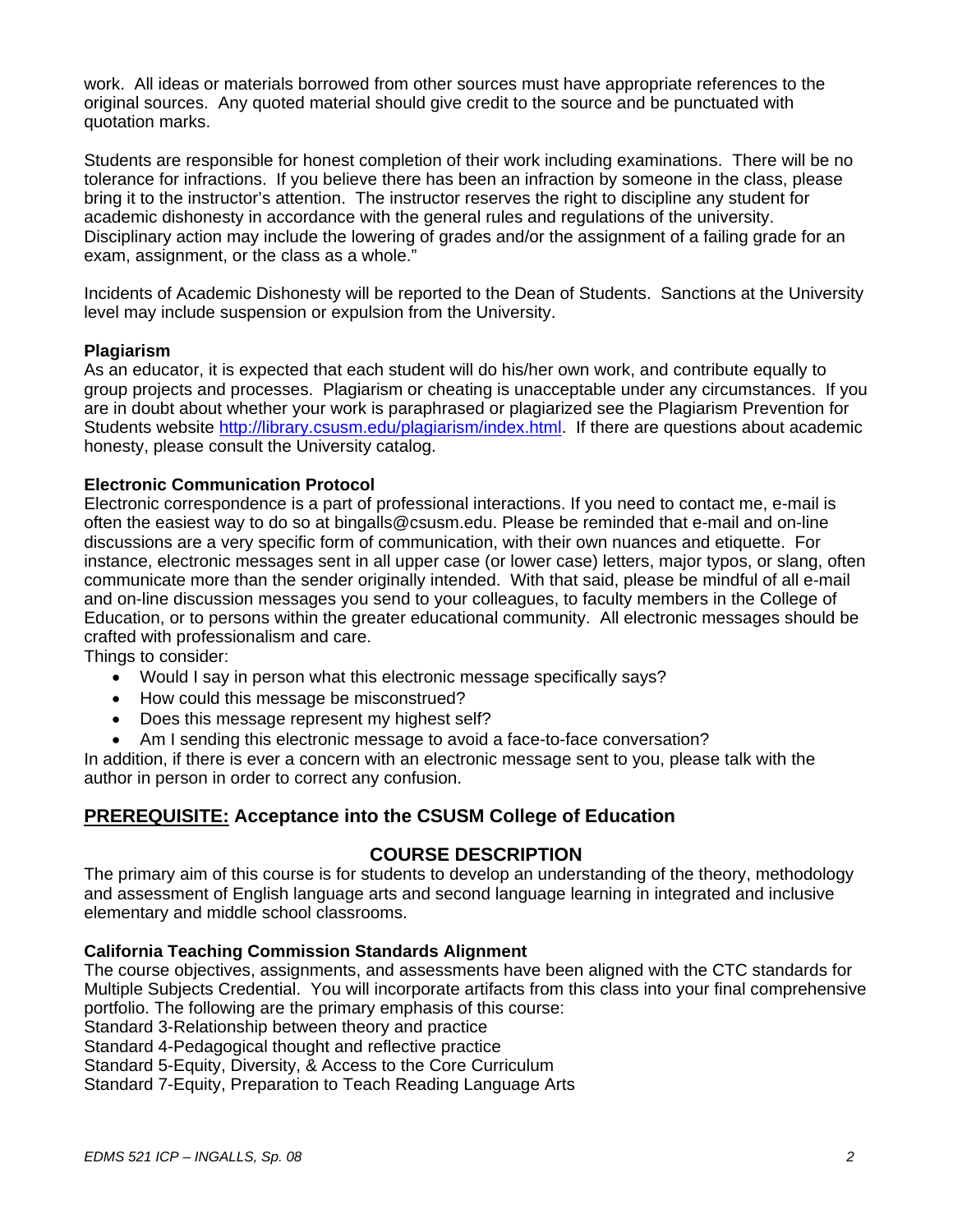work. All ideas or materials borrowed from other sources must have appropriate references to the original sources. Any quoted material should give credit to the source and be punctuated with quotation marks.

Students are responsible for honest completion of their work including examinations. There will be no tolerance for infractions. If you believe there has been an infraction by someone in the class, please bring it to the instructor's attention. The instructor reserves the right to discipline any student for academic dishonesty in accordance with the general rules and regulations of the university. Disciplinary action may include the lowering of grades and/or the assignment of a failing grade for an exam, assignment, or the class as a whole."

Incidents of Academic Dishonesty will be reported to the Dean of Students. Sanctions at the University level may include suspension or expulsion from the University.

**Plagiarism**
As an educator, it is expected that each student will do his/her own work, and contribute equally to group projects and processes. Plagiarism or cheating is unacceptable under any circumstances. If you are in doubt about whether your work is paraphrased or plagiarized see the Plagiarism Prevention for Students website http://library.csusm.edu/plagiarism/index.html. If there are questions about academic honesty, please consult the University catalog.

**Electronic Communication Protocol**
Electronic correspondence is a part of professional interactions. If you need to contact me, e-mail is often the easiest way to do so at bingalls@csusm.edu. Please be reminded that e-mail and on-line discussions are a very specific form of communication, with their own nuances and etiquette. For instance, electronic messages sent in all upper case (or lower case) letters, major typos, or slang, often communicate more than the sender originally intended. With that said, please be mindful of all e-mail and on-line discussion messages you send to your colleagues, to faculty members in the College of Education, or to persons within the greater educational community. All electronic messages should be crafted with professionalism and care.
Things to consider:

- Would I say in person what this electronic message specifically says?
- How could this message be misconstrued?
- Does this message represent my highest self?
- Am I sending this electronic message to avoid a face-to-face conversation?

In addition, if there is ever a concern with an electronic message sent to you, please talk with the author in person in order to correct any confusion.

## <u>PREREQUISITE:</u> Acceptance into the CSUSM College of Education

## COURSE DESCRIPTION

The primary aim of this course is for students to develop an understanding of the theory, methodology and assessment of English language arts and second language learning in integrated and inclusive elementary and middle school classrooms.

**California Teaching Commission Standards Alignment**
The course objectives, assignments, and assessments have been aligned with the CTC standards for Multiple Subjects Credential. You will incorporate artifacts from this class into your final comprehensive portfolio. The following are the primary emphasis of this course:
Standard 3-Relationship between theory and practice
Standard 4-Pedagogical thought and reflective practice
Standard 5-Equity, Diversity, & Access to the Core Curriculum
Standard 7-Equity, Preparation to Teach Reading Language Arts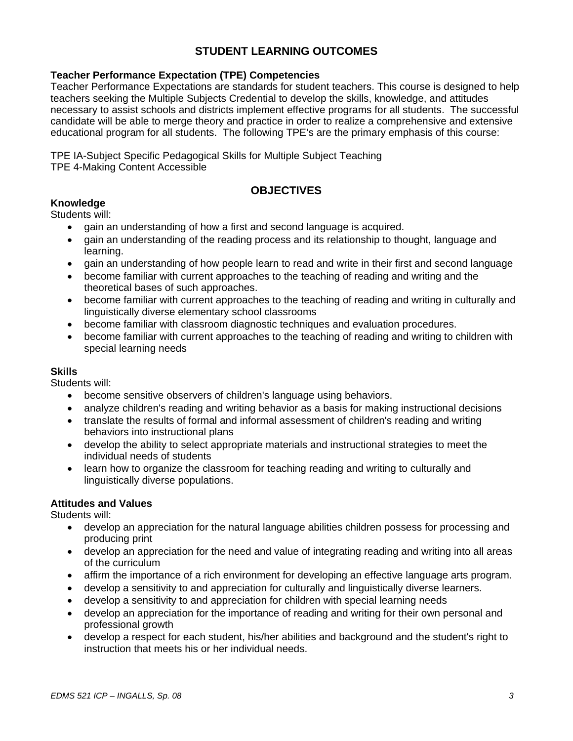## STUDENT LEARNING OUTCOMES

**Teacher Performance Expectation (TPE) Competencies**
Teacher Performance Expectations are standards for student teachers. This course is designed to help teachers seeking the Multiple Subjects Credential to develop the skills, knowledge, and attitudes necessary to assist schools and districts implement effective programs for all students. The successful candidate will be able to merge theory and practice in order to realize a comprehensive and extensive educational program for all students. The following TPE's are the primary emphasis of this course:

TPE IA-Subject Specific Pedagogical Skills for Multiple Subject Teaching
TPE 4-Making Content Accessible

## OBJECTIVES

**Knowledge**
Students will:

- gain an understanding of how a first and second language is acquired.
- gain an understanding of the reading process and its relationship to thought, language and learning.
- gain an understanding of how people learn to read and write in their first and second language
- become familiar with current approaches to the teaching of reading and writing and the theoretical bases of such approaches.
- become familiar with current approaches to the teaching of reading and writing in culturally and linguistically diverse elementary school classrooms
- become familiar with classroom diagnostic techniques and evaluation procedures.
- become familiar with current approaches to the teaching of reading and writing to children with special learning needs

**Skills**
Students will:

- become sensitive observers of children's language using behaviors.
- analyze children's reading and writing behavior as a basis for making instructional decisions
- translate the results of formal and informal assessment of children's reading and writing behaviors into instructional plans
- develop the ability to select appropriate materials and instructional strategies to meet the individual needs of students
- learn how to organize the classroom for teaching reading and writing to culturally and linguistically diverse populations.

**Attitudes and Values**
Students will:

- develop an appreciation for the natural language abilities children possess for processing and producing print
- develop an appreciation for the need and value of integrating reading and writing into all areas of the curriculum
- affirm the importance of a rich environment for developing an effective language arts program.
- develop a sensitivity to and appreciation for culturally and linguistically diverse learners.
- develop a sensitivity to and appreciation for children with special learning needs
- develop an appreciation for the importance of reading and writing for their own personal and professional growth
- develop a respect for each student, his/her abilities and background and the student's right to instruction that meets his or her individual needs.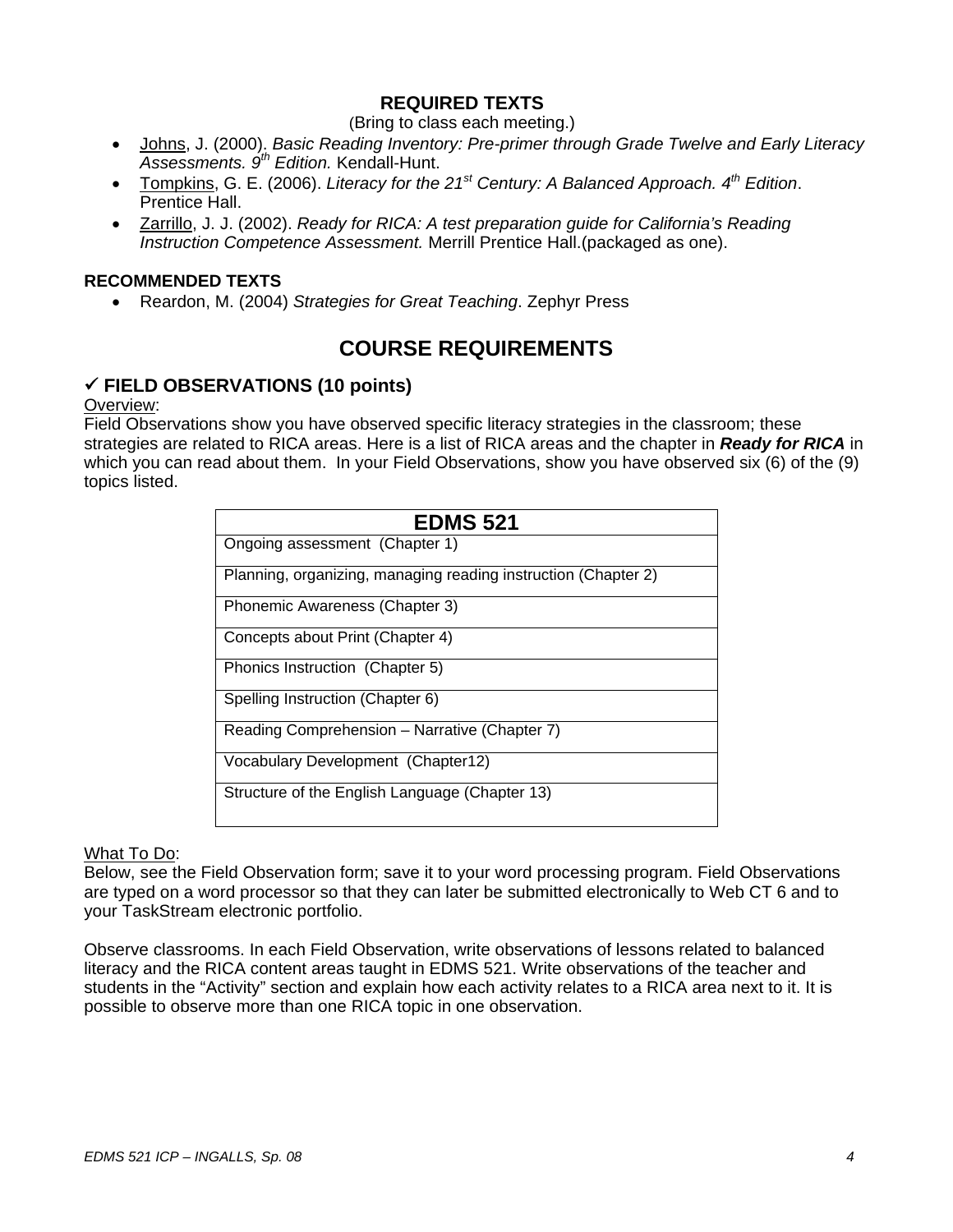## REQUIRED TEXTS

(Bring to class each meeting.)

- <u>Johns</u>, J. (2000). *Basic Reading Inventory: Pre-primer through Grade Twelve and Early Literacy Assessments. 9th Edition.* Kendall-Hunt.
- <u>Tompkins</u>, G. E. (2006). *Literacy for the 21st Century: A Balanced Approach. 4th Edition*. Prentice Hall.
- <u>Zarrillo</u>, J. J. (2002). *Ready for RICA: A test preparation guide for California's Reading Instruction Competence Assessment.* Merrill Prentice Hall.(packaged as one).

### RECOMMENDED TEXTS

- Reardon, M. (2004) *Strategies for Great Teaching*. Zephyr Press

# COURSE REQUIREMENTS

### ✓ FIELD OBSERVATIONS (10 points)

<u>Overview</u>:
Field Observations show you have observed specific literacy strategies in the classroom; these strategies are related to RICA areas. Here is a list of RICA areas and the chapter in ***Ready for RICA*** in which you can read about them. In your Field Observations, show you have observed six (6) of the (9) topics listed.

| EDMS 521 |
|---|
| Ongoing assessment (Chapter 1) |
| Planning, organizing, managing reading instruction (Chapter 2) |
| Phonemic Awareness (Chapter 3) |
| Concepts about Print (Chapter 4) |
| Phonics Instruction (Chapter 5) |
| Spelling Instruction (Chapter 6) |
| Reading Comprehension – Narrative (Chapter 7) |
| Vocabulary Development (Chapter12) |
| Structure of the English Language (Chapter 13) |

<u>What To Do</u>:
Below, see the Field Observation form; save it to your word processing program. Field Observations are typed on a word processor so that they can later be submitted electronically to Web CT 6 and to your TaskStream electronic portfolio.

Observe classrooms. In each Field Observation, write observations of lessons related to balanced literacy and the RICA content areas taught in EDMS 521. Write observations of the teacher and students in the "Activity" section and explain how each activity relates to a RICA area next to it. It is possible to observe more than one RICA topic in one observation.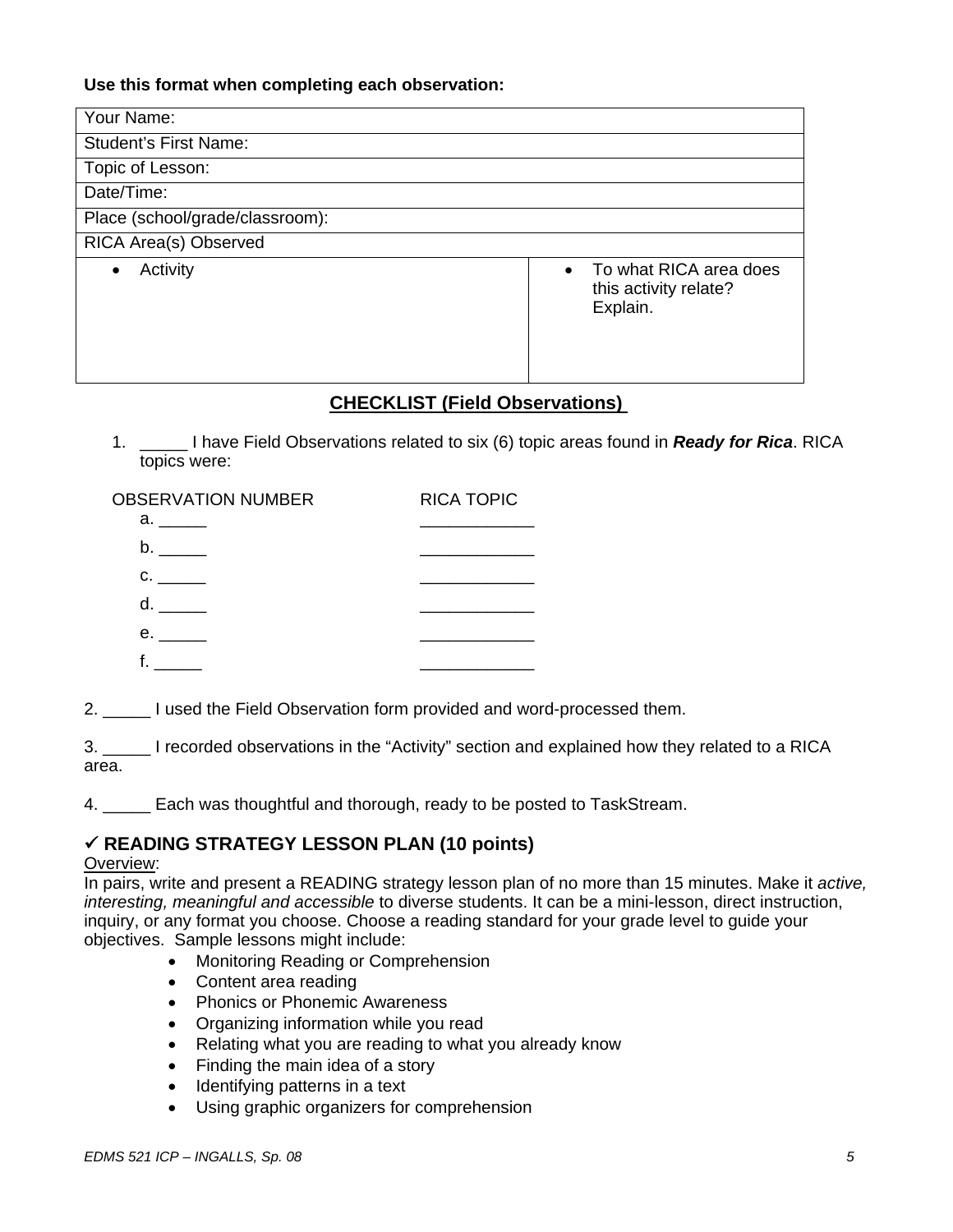**Use this format when completing each observation:**

| Your Name: | |
|---|---|
| Student's First Name: | |
| Topic of Lesson: | |
| Date/Time: | |
| Place (school/grade/classroom): | |
| RICA Area(s) Observed | |
| • Activity | • To what RICA area does this activity relate? Explain. |

## CHECKLIST (Field Observations)

1. _____ I have Field Observations related to six (6) topic areas found in ***Ready for Rica***. RICA topics were:

| OBSERVATION NUMBER | RICA TOPIC |
|---|---|
| a. _____ | ____________ |
| b. _____ | ____________ |
| c. _____ | ____________ |
| d. _____ | ____________ |
| e. _____ | ____________ |
| f. _____ | ____________ |

2. _____ I used the Field Observation form provided and word-processed them.

3. _____ I recorded observations in the "Activity" section and explained how they related to a RICA area.

4. _____ Each was thoughtful and thorough, ready to be posted to TaskStream.

## ✓ READING STRATEGY LESSON PLAN (10 points)

Overview:

In pairs, write and present a READING strategy lesson plan of no more than 15 minutes. Make it *active, interesting, meaningful and accessible* to diverse students. It can be a mini-lesson, direct instruction, inquiry, or any format you choose. Choose a reading standard for your grade level to guide your objectives. Sample lessons might include:

- Monitoring Reading or Comprehension
- Content area reading
- Phonics or Phonemic Awareness
- Organizing information while you read
- Relating what you are reading to what you already know
- Finding the main idea of a story
- Identifying patterns in a text
- Using graphic organizers for comprehension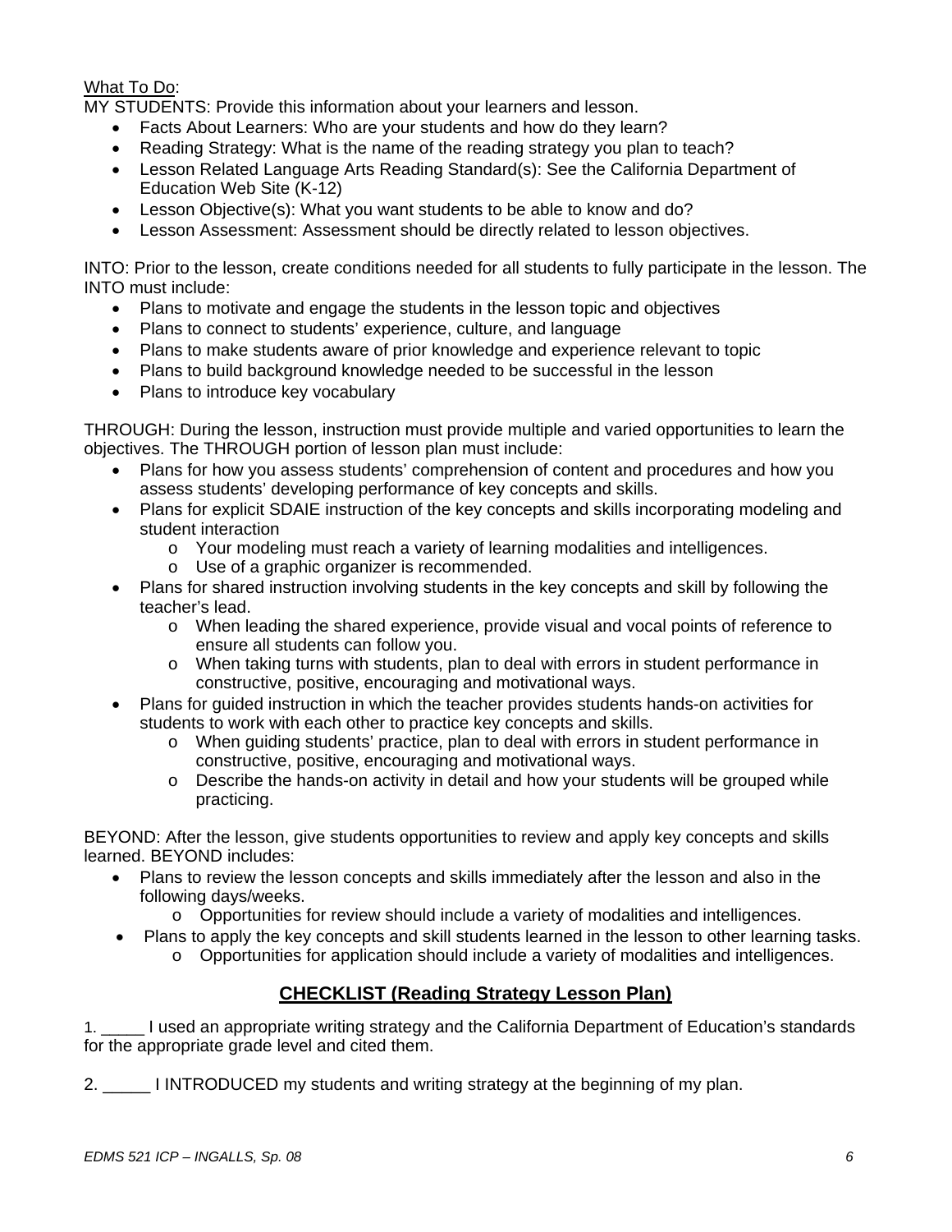What To Do:

MY STUDENTS: Provide this information about your learners and lesson.

- Facts About Learners: Who are your students and how do they learn?
- Reading Strategy: What is the name of the reading strategy you plan to teach?
- Lesson Related Language Arts Reading Standard(s): See the California Department of Education Web Site (K-12)
- Lesson Objective(s): What you want students to be able to know and do?
- Lesson Assessment: Assessment should be directly related to lesson objectives.

INTO: Prior to the lesson, create conditions needed for all students to fully participate in the lesson. The INTO must include:

- Plans to motivate and engage the students in the lesson topic and objectives
- Plans to connect to students' experience, culture, and language
- Plans to make students aware of prior knowledge and experience relevant to topic
- Plans to build background knowledge needed to be successful in the lesson
- Plans to introduce key vocabulary

THROUGH: During the lesson, instruction must provide multiple and varied opportunities to learn the objectives. The THROUGH portion of lesson plan must include:

- Plans for how you assess students' comprehension of content and procedures and how you assess students' developing performance of key concepts and skills.
- Plans for explicit SDAIE instruction of the key concepts and skills incorporating modeling and student interaction
    - Your modeling must reach a variety of learning modalities and intelligences.
    - Use of a graphic organizer is recommended.
- Plans for shared instruction involving students in the key concepts and skill by following the teacher's lead.
    - When leading the shared experience, provide visual and vocal points of reference to ensure all students can follow you.
    - When taking turns with students, plan to deal with errors in student performance in constructive, positive, encouraging and motivational ways.
- Plans for guided instruction in which the teacher provides students hands-on activities for students to work with each other to practice key concepts and skills.
    - When guiding students' practice, plan to deal with errors in student performance in constructive, positive, encouraging and motivational ways.
    - Describe the hands-on activity in detail and how your students will be grouped while practicing.

BEYOND: After the lesson, give students opportunities to review and apply key concepts and skills learned. BEYOND includes:

- Plans to review the lesson concepts and skills immediately after the lesson and also in the following days/weeks.
    - Opportunities for review should include a variety of modalities and intelligences.
- Plans to apply the key concepts and skill students learned in the lesson to other learning tasks.
    - Opportunities for application should include a variety of modalities and intelligences.

## CHECKLIST (Reading Strategy Lesson Plan)

1. _____ I used an appropriate writing strategy and the California Department of Education's standards for the appropriate grade level and cited them.

2. _____ I INTRODUCED my students and writing strategy at the beginning of my plan.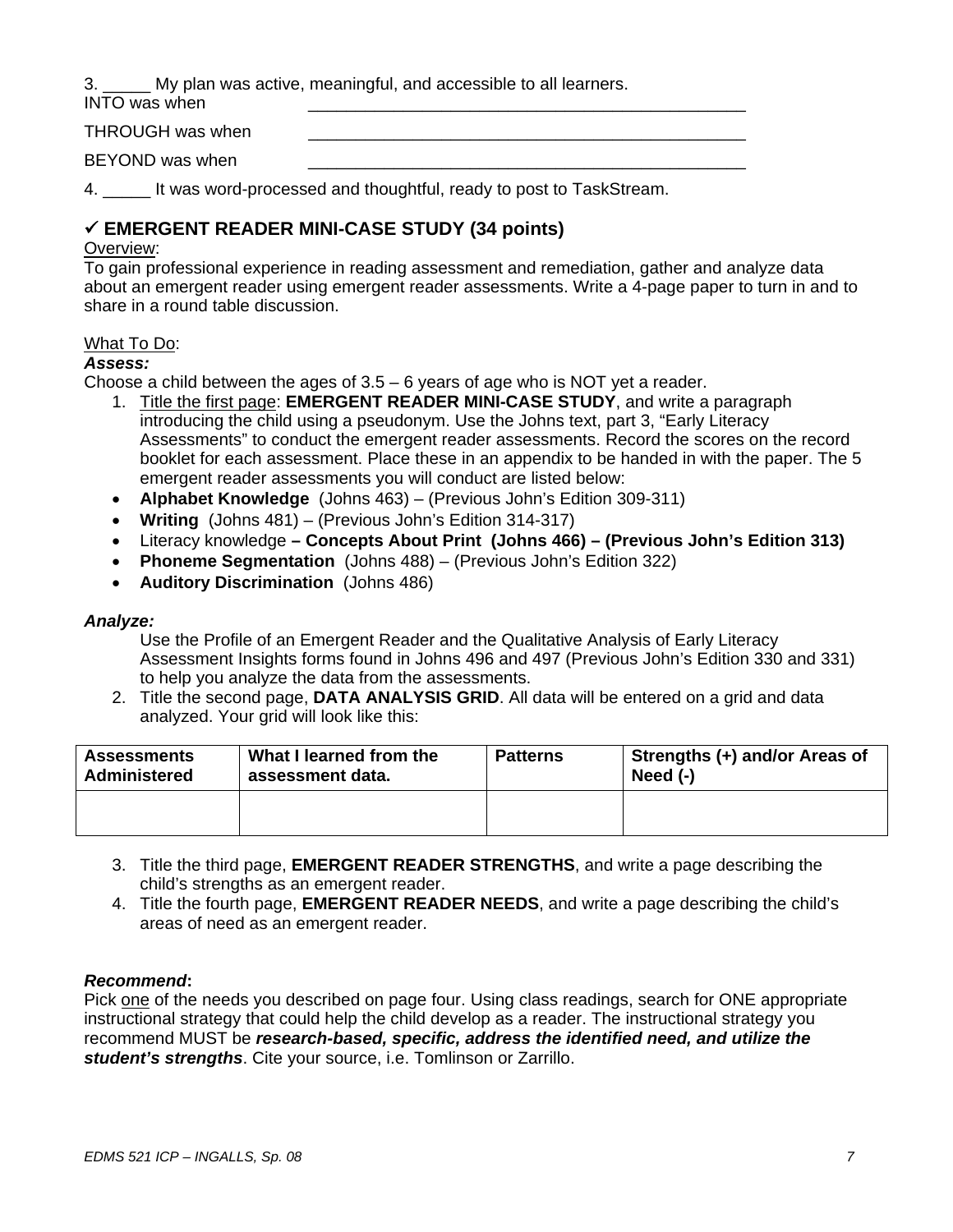3. _____ My plan was active, meaningful, and accessible to all learners.

INTO was when ________________________________________________

THROUGH was when ________________________________________________

BEYOND was when ________________________________________________

4. _____ It was word-processed and thoughtful, ready to post to TaskStream.

## ✓ EMERGENT READER MINI-CASE STUDY (34 points)

Overview:

To gain professional experience in reading assessment and remediation, gather and analyze data about an emergent reader using emergent reader assessments. Write a 4-page paper to turn in and to share in a round table discussion.

What To Do:

***Assess:***

Choose a child between the ages of 3.5 – 6 years of age who is NOT yet a reader.

1. Title the first page: **EMERGENT READER MINI-CASE STUDY**, and write a paragraph introducing the child using a pseudonym. Use the Johns text, part 3, "Early Literacy Assessments" to conduct the emergent reader assessments. Record the scores on the record booklet for each assessment. Place these in an appendix to be handed in with the paper. The 5 emergent reader assessments you will conduct are listed below:

- **Alphabet Knowledge** (Johns 463) – (Previous John's Edition 309-311)
- **Writing** (Johns 481) – (Previous John's Edition 314-317)
- Literacy knowledge **– Concepts About Print (Johns 466) – (Previous John's Edition 313)**
- **Phoneme Segmentation** (Johns 488) – (Previous John's Edition 322)
- **Auditory Discrimination** (Johns 486)

***Analyze:***

Use the Profile of an Emergent Reader and the Qualitative Analysis of Early Literacy Assessment Insights forms found in Johns 496 and 497 (Previous John's Edition 330 and 331) to help you analyze the data from the assessments.

2. Title the second page, **DATA ANALYSIS GRID**. All data will be entered on a grid and data analyzed. Your grid will look like this:

| Assessments Administered | What I learned from the assessment data. | Patterns | Strengths (+) and/or Areas of Need (-) |
|---|---|---|---|
| | | | |

3. Title the third page, **EMERGENT READER STRENGTHS**, and write a page describing the child's strengths as an emergent reader.
4. Title the fourth page, **EMERGENT READER NEEDS**, and write a page describing the child's areas of need as an emergent reader.

***Recommend*:**

Pick one of the needs you described on page four. Using class readings, search for ONE appropriate instructional strategy that could help the child develop as a reader. The instructional strategy you recommend MUST be ***research-based, specific, address the identified need, and utilize the student's strengths***. Cite your source, i.e. Tomlinson or Zarrillo.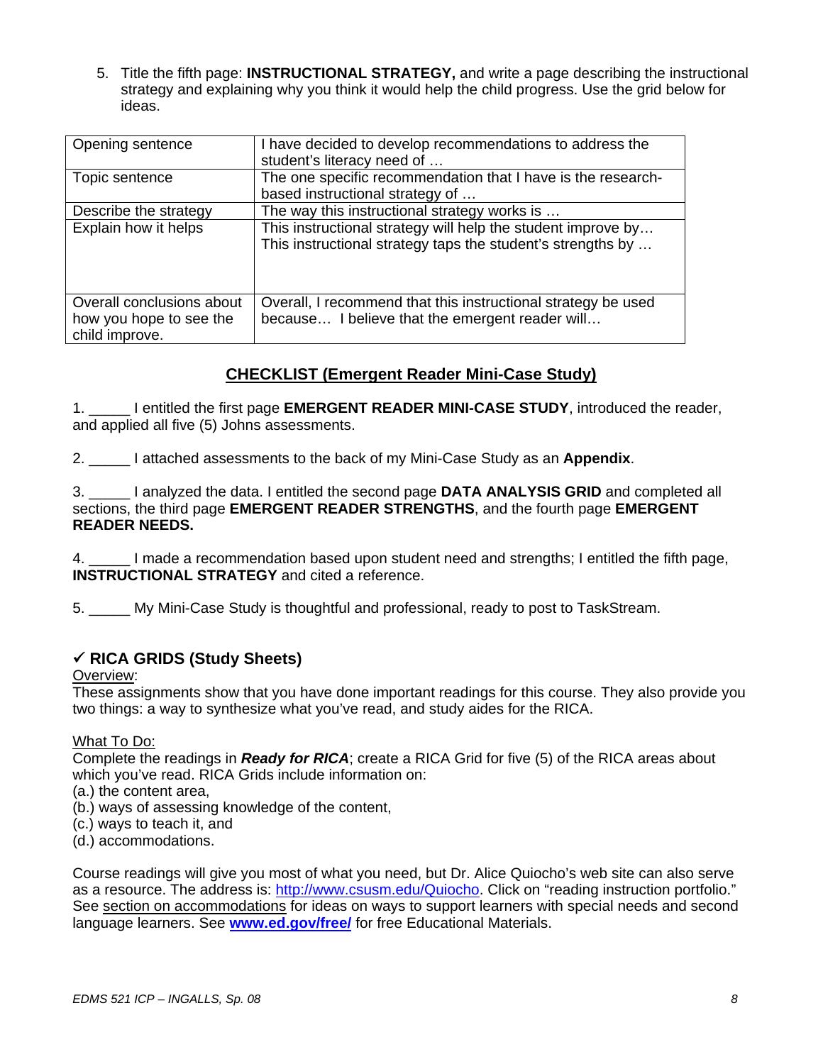5. Title the fifth page: **INSTRUCTIONAL STRATEGY,** and write a page describing the instructional strategy and explaining why you think it would help the child progress. Use the grid below for ideas.

| | |
|---|---|
| Opening sentence | I have decided to develop recommendations to address the student's literacy need of … |
| Topic sentence | The one specific recommendation that I have is the research-based instructional strategy of … |
| Describe the strategy | The way this instructional strategy works is … |
| Explain how it helps | This instructional strategy will help the student improve by… This instructional strategy taps the student's strengths by … |
| Overall conclusions about how you hope to see the child improve. | Overall, I recommend that this instructional strategy be used because… I believe that the emergent reader will… |

## CHECKLIST (Emergent Reader Mini-Case Study)

1. _____ I entitled the first page **EMERGENT READER MINI-CASE STUDY**, introduced the reader, and applied all five (5) Johns assessments.

2. _____ I attached assessments to the back of my Mini-Case Study as an **Appendix**.

3. _____ I analyzed the data. I entitled the second page **DATA ANALYSIS GRID** and completed all sections, the third page **EMERGENT READER STRENGTHS**, and the fourth page **EMERGENT READER NEEDS.**

4. _____ I made a recommendation based upon student need and strengths; I entitled the fifth page, **INSTRUCTIONAL STRATEGY** and cited a reference.

5. _____ My Mini-Case Study is thoughtful and professional, ready to post to TaskStream.

## ✓ RICA GRIDS (Study Sheets)

Overview:
These assignments show that you have done important readings for this course. They also provide you two things: a way to synthesize what you've read, and study aides for the RICA.

What To Do:
Complete the readings in ***Ready for RICA***; create a RICA Grid for five (5) of the RICA areas about which you've read. RICA Grids include information on:
(a.) the content area,
(b.) ways of assessing knowledge of the content,
(c.) ways to teach it, and
(d.) accommodations.

Course readings will give you most of what you need, but Dr. Alice Quiocho's web site can also serve as a resource. The address is: http://www.csusm.edu/Quiocho. Click on "reading instruction portfolio." See section on accommodations for ideas on ways to support learners with special needs and second language learners. See **www.ed.gov/free/** for free Educational Materials.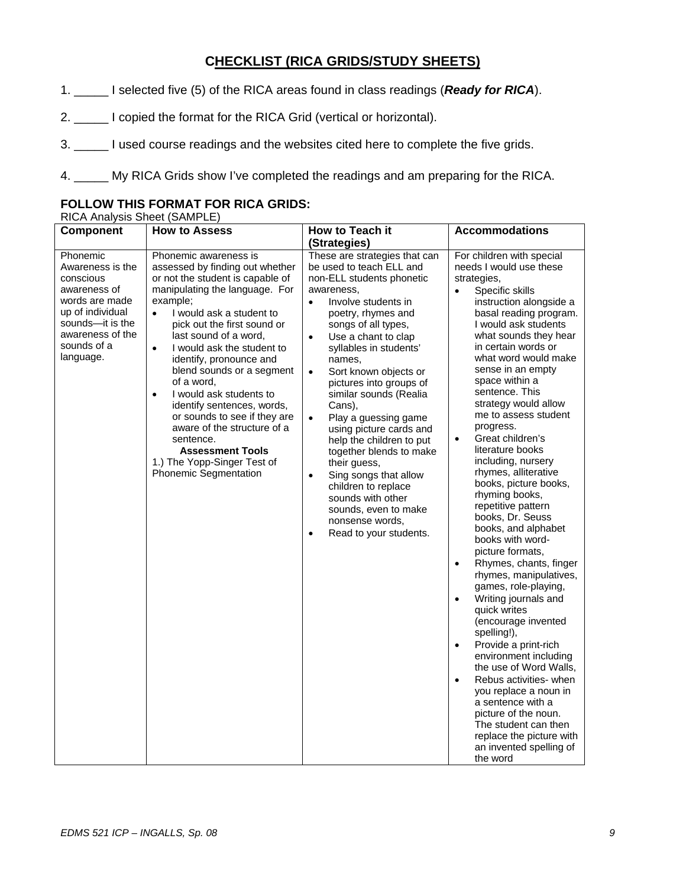## CHECKLIST (RICA GRIDS/STUDY SHEETS)

1. _____ I selected five (5) of the RICA areas found in class readings (***Ready for RICA***).

2. _____ I copied the format for the RICA Grid (vertical or horizontal).

3. _____ I used course readings and the websites cited here to complete the five grids.

4. _____ My RICA Grids show I've completed the readings and am preparing for the RICA.

### FOLLOW THIS FORMAT FOR RICA GRIDS:

RICA Analysis Sheet (SAMPLE)

| Component | How to Assess | How to Teach it (Strategies) | Accommodations |
|---|---|---|---|
| Phonemic Awareness is the conscious awareness of words are made up of individual sounds—it is the awareness of the sounds of a language. | Phonemic awareness is assessed by finding out whether or not the student is capable of manipulating the language. For example;<br>• I would ask a student to pick out the first sound or last sound of a word,<br>• I would ask the student to identify, pronounce and blend sounds or a segment of a word,<br>• I would ask students to identify sentences, words, or sounds to see if they are aware of the structure of a sentence.<br>**Assessment Tools**<br>1.) The Yopp-Singer Test of Phonemic Segmentation | These are strategies that can be used to teach ELL and non-ELL students phonetic awareness,<br>• Involve students in poetry, rhymes and songs of all types,<br>• Use a chant to clap syllables in students' names,<br>• Sort known objects or pictures into groups of similar sounds (Realia Cans),<br>• Play a guessing game using picture cards and help the children to put together blends to make their guess,<br>• Sing songs that allow children to replace sounds with other sounds, even to make nonsense words,<br>• Read to your students. | For children with special needs I would use these strategies,<br>• Specific skills instruction alongside a basal reading program. I would ask students what sounds they hear in certain words or what word would make sense in an empty space within a sentence. This strategy would allow me to assess student progress.<br>• Great children's literature books including, nursery rhymes, alliterative books, picture books, rhyming books, repetitive pattern books, Dr. Seuss books, and alphabet books with word-picture formats,<br>• Rhymes, chants, finger rhymes, manipulatives, games, role-playing,<br>• Writing journals and quick writes (encourage invented spelling!),<br>• Provide a print-rich environment including the use of Word Walls,<br>• Rebus activities- when you replace a noun in a sentence with a picture of the noun. The student can then replace the picture with an invented spelling of the word |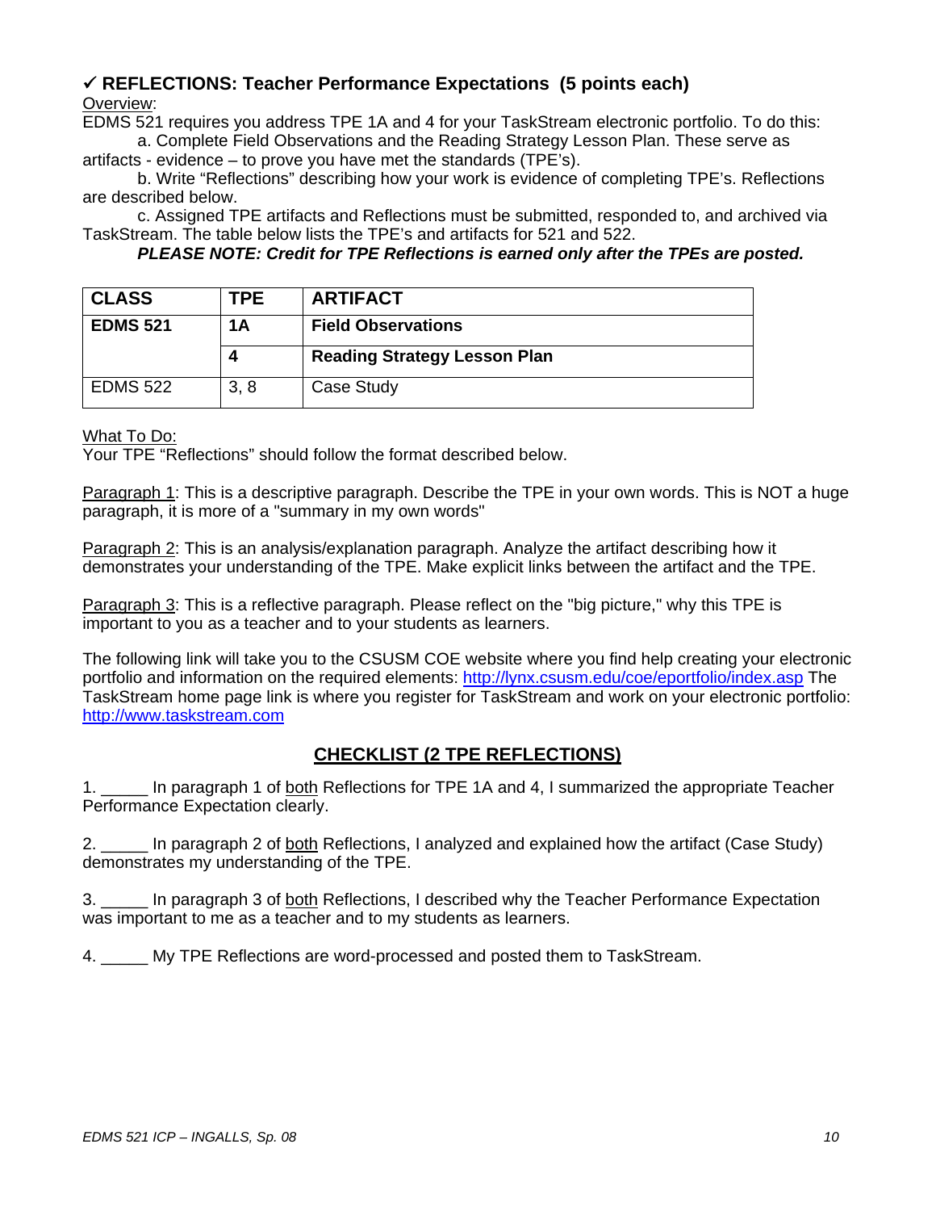## ✓ REFLECTIONS: Teacher Performance Expectations (5 points each)

Overview:

EDMS 521 requires you address TPE 1A and 4 for your TaskStream electronic portfolio. To do this:

a. Complete Field Observations and the Reading Strategy Lesson Plan. These serve as artifacts - evidence – to prove you have met the standards (TPE's).

b. Write "Reflections" describing how your work is evidence of completing TPE's. Reflections are described below.

c. Assigned TPE artifacts and Reflections must be submitted, responded to, and archived via TaskStream. The table below lists the TPE's and artifacts for 521 and 522.

***PLEASE NOTE: Credit for TPE Reflections is earned only after the TPEs are posted.***

| CLASS | TPE | ARTIFACT |
| --- | --- | --- |
| **EDMS 521** | **1A** | **Field Observations** |
| | **4** | **Reading Strategy Lesson Plan** |
| EDMS 522 | 3, 8 | Case Study |

What To Do:

Your TPE "Reflections" should follow the format described below.

Paragraph 1: This is a descriptive paragraph. Describe the TPE in your own words. This is NOT a huge paragraph, it is more of a "summary in my own words"

Paragraph 2: This is an analysis/explanation paragraph. Analyze the artifact describing how it demonstrates your understanding of the TPE. Make explicit links between the artifact and the TPE.

Paragraph 3: This is a reflective paragraph. Please reflect on the "big picture," why this TPE is important to you as a teacher and to your students as learners.

The following link will take you to the CSUSM COE website where you find help creating your electronic portfolio and information on the required elements: http://lynx.csusm.edu/coe/eportfolio/index.asp The TaskStream home page link is where you register for TaskStream and work on your electronic portfolio: http://www.taskstream.com

## CHECKLIST (2 TPE REFLECTIONS)

1. _____ In paragraph 1 of both Reflections for TPE 1A and 4, I summarized the appropriate Teacher Performance Expectation clearly.

2. _____ In paragraph 2 of both Reflections, I analyzed and explained how the artifact (Case Study) demonstrates my understanding of the TPE.

3. _____ In paragraph 3 of both Reflections, I described why the Teacher Performance Expectation was important to me as a teacher and to my students as learners.

4. _____ My TPE Reflections are word-processed and posted them to TaskStream.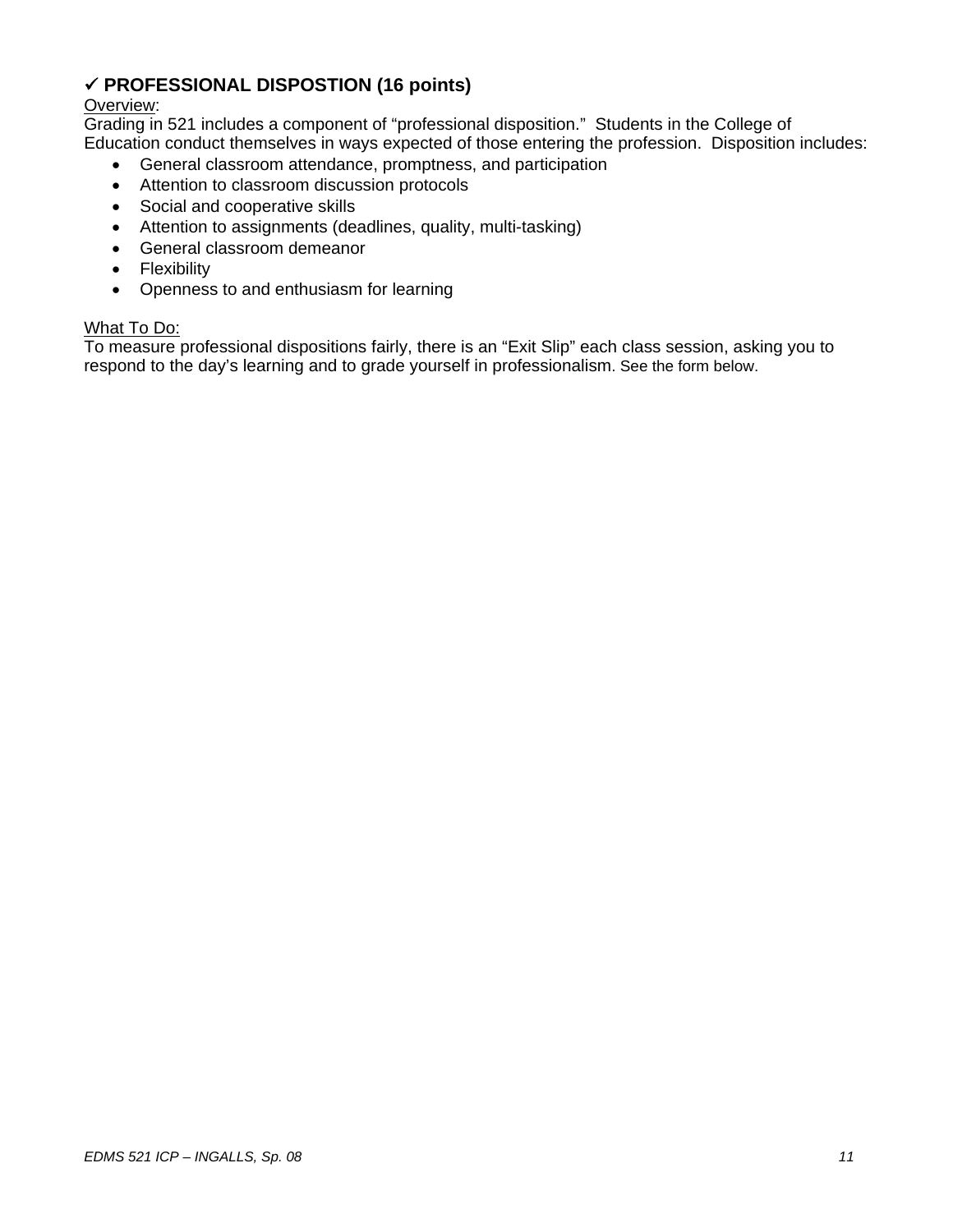### ✓ PROFESSIONAL DISPOSTION (16 points)

Overview:

Grading in 521 includes a component of "professional disposition." Students in the College of Education conduct themselves in ways expected of those entering the profession. Disposition includes:

- General classroom attendance, promptness, and participation
- Attention to classroom discussion protocols
- Social and cooperative skills
- Attention to assignments (deadlines, quality, multi-tasking)
- General classroom demeanor
- Flexibility
- Openness to and enthusiasm for learning

What To Do:

To measure professional dispositions fairly, there is an "Exit Slip" each class session, asking you to respond to the day's learning and to grade yourself in professionalism. See the form below.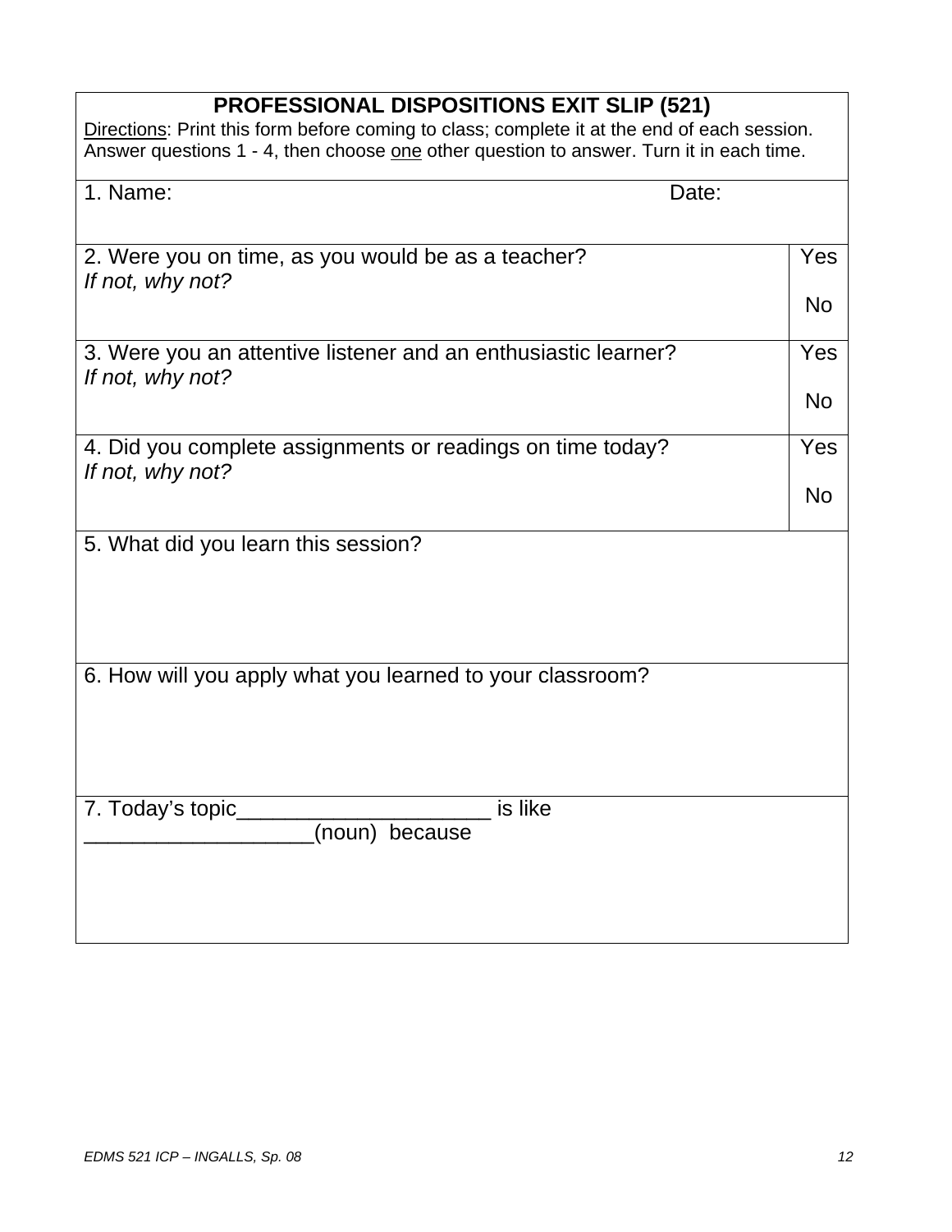| PROFESSIONAL DISPOSITIONS EXIT SLIP (521)<br>Directions: Print this form before coming to class; complete it at the end of each session. Answer questions 1 - 4, then choose one other question to answer. Turn it in each time. | |
|---|---|
| 1. Name: Date: | |
| 2. Were you on time, as you would be as a teacher?<br>*If not, why not?* | Yes<br><br>No |
| 3. Were you an attentive listener and an enthusiastic learner?<br>*If not, why not?* | Yes<br><br>No |
| 4. Did you complete assignments or readings on time today?<br>*If not, why not?* | Yes<br><br>No |
| 5. What did you learn this session? | |
| 6. How will you apply what you learned to your classroom? | |
| 7. Today's topic_____________________ is like ___________________(noun) because | |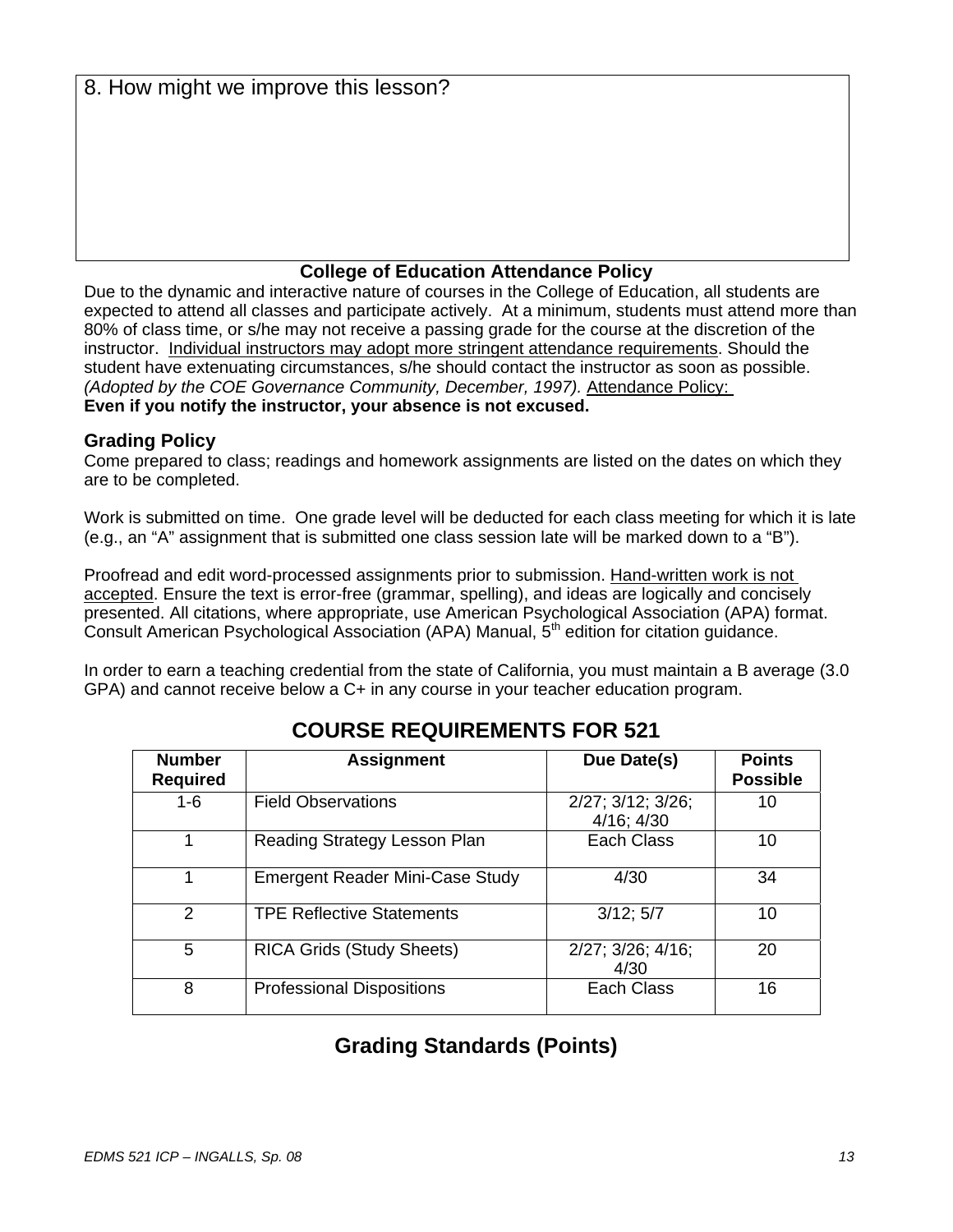8. How might we improve this lesson?

### College of Education Attendance Policy

Due to the dynamic and interactive nature of courses in the College of Education, all students are expected to attend all classes and participate actively. At a minimum, students must attend more than 80% of class time, or s/he may not receive a passing grade for the course at the discretion of the instructor. Individual instructors may adopt more stringent attendance requirements. Should the student have extenuating circumstances, s/he should contact the instructor as soon as possible. *(Adopted by the COE Governance Community, December, 1997).* Attendance Policy:
**Even if you notify the instructor, your absence is not excused.**

### Grading Policy

Come prepared to class; readings and homework assignments are listed on the dates on which they are to be completed.

Work is submitted on time. One grade level will be deducted for each class meeting for which it is late (e.g., an "A" assignment that is submitted one class session late will be marked down to a "B").

Proofread and edit word-processed assignments prior to submission. Hand-written work is not accepted. Ensure the text is error-free (grammar, spelling), and ideas are logically and concisely presented. All citations, where appropriate, use American Psychological Association (APA) format. Consult American Psychological Association (APA) Manual, 5th edition for citation guidance.

In order to earn a teaching credential from the state of California, you must maintain a B average (3.0 GPA) and cannot receive below a C+ in any course in your teacher education program.

## COURSE REQUIREMENTS FOR 521

| Number Required | Assignment | Due Date(s) | Points Possible |
|---|---|---|---|
| 1-6 | Field Observations | 2/27; 3/12; 3/26; 4/16; 4/30 | 10 |
| 1 | Reading Strategy Lesson Plan | Each Class | 10 |
| 1 | Emergent Reader Mini-Case Study | 4/30 | 34 |
| 2 | TPE Reflective Statements | 3/12; 5/7 | 10 |
| 5 | RICA Grids (Study Sheets) | 2/27; 3/26; 4/16; 4/30 | 20 |
| 8 | Professional Dispositions | Each Class | 16 |

## Grading Standards (Points)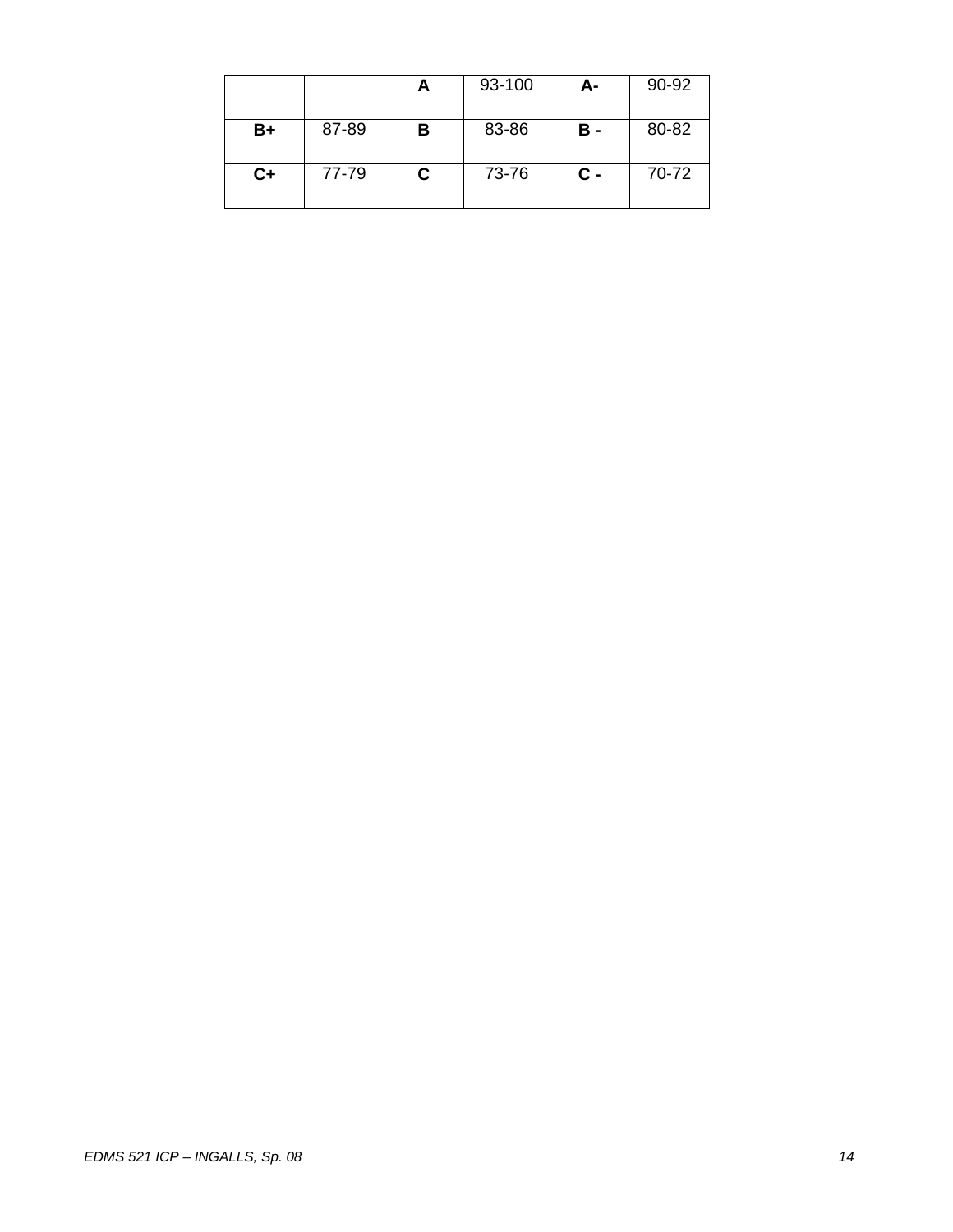| | | **A** | 93-100 | **A-** | 90-92 |
|---|---|---|---|---|---|
| **B+** | 87-89 | **B** | 83-86 | **B -** | 80-82 |
| **C+** | 77-79 | **C** | 73-76 | **C -** | 70-72 |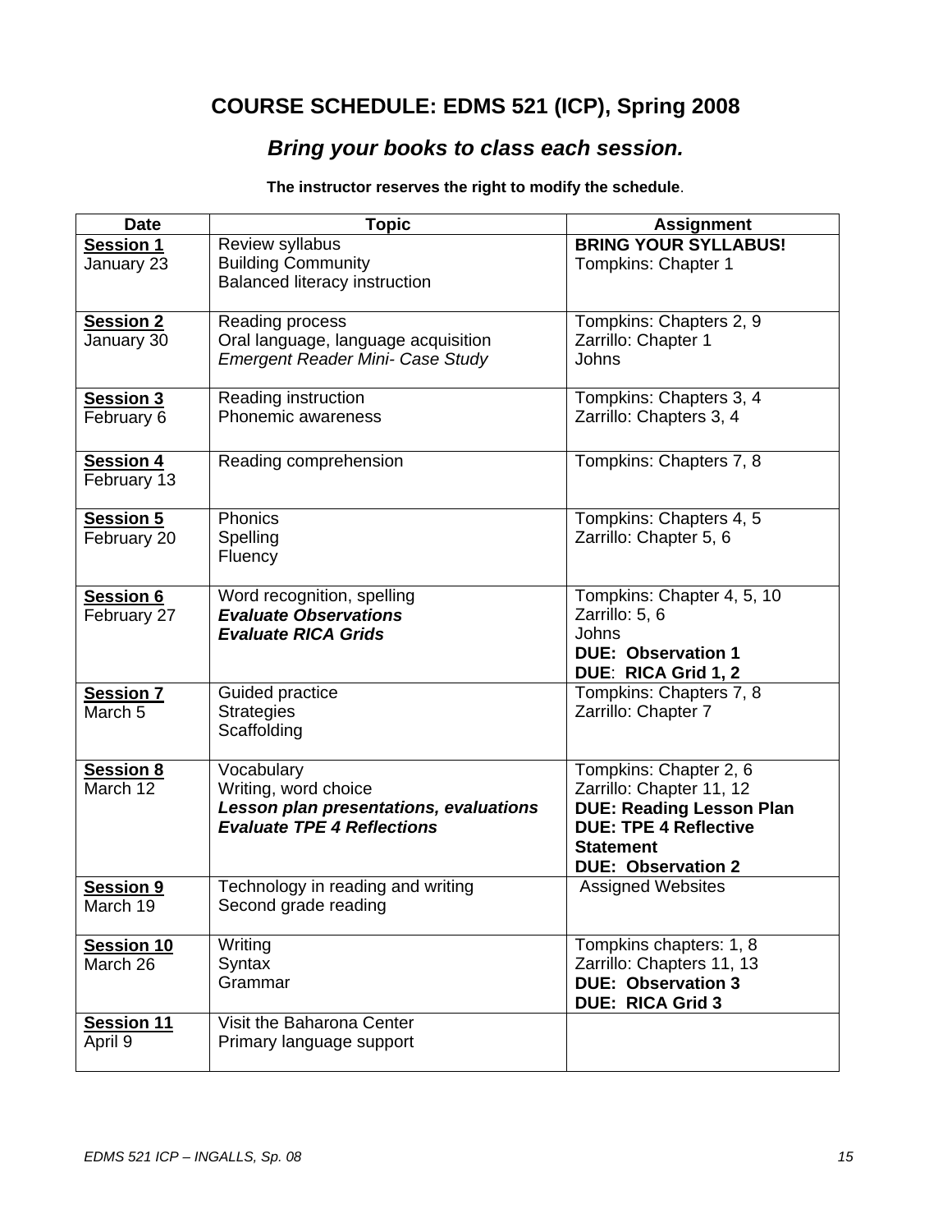# COURSE SCHEDULE: EDMS 521 (ICP), Spring 2008

## *Bring your books to class each session.*

**The instructor reserves the right to modify the schedule**.

| Date | Topic | Assignment |
|---|---|---|
| **Session 1**<br>January 23 | Review syllabus<br>Building Community<br>Balanced literacy instruction | **BRING YOUR SYLLABUS!**<br>Tompkins: Chapter 1 |
| **Session 2**<br>January 30 | Reading process<br>Oral language, language acquisition<br>*Emergent Reader Mini- Case Study* | Tompkins: Chapters 2, 9<br>Zarrillo: Chapter 1<br>Johns |
| **Session 3**<br>February 6 | Reading instruction<br>Phonemic awareness | Tompkins: Chapters 3, 4<br>Zarrillo: Chapters 3, 4 |
| **Session 4**<br>February 13 | Reading comprehension | Tompkins: Chapters 7, 8 |
| **Session 5**<br>February 20 | Phonics<br>Spelling<br>Fluency | Tompkins: Chapters 4, 5<br>Zarrillo: Chapter 5, 6 |
| **Session 6**<br>February 27 | Word recognition, spelling<br>***Evaluate Observations***<br>***Evaluate RICA Grids*** | Tompkins: Chapter 4, 5, 10<br>Zarrillo: 5, 6<br>Johns<br>**DUE: Observation 1**<br>**DUE: RICA Grid 1, 2** |
| **Session 7**<br>March 5 | Guided practice<br>Strategies<br>Scaffolding | Tompkins: Chapters 7, 8<br>Zarrillo: Chapter 7 |
| **Session 8**<br>March 12 | Vocabulary<br>Writing, word choice<br>***Lesson plan presentations, evaluations***<br>***Evaluate TPE 4 Reflections*** | Tompkins: Chapter 2, 6<br>Zarrillo: Chapter 11, 12<br>**DUE: Reading Lesson Plan**<br>**DUE: TPE 4 Reflective Statement**<br>**DUE: Observation 2** |
| **Session 9**<br>March 19 | Technology in reading and writing<br>Second grade reading | Assigned Websites |
| **Session 10**<br>March 26 | Writing<br>Syntax<br>Grammar | Tompkins chapters: 1, 8<br>Zarrillo: Chapters 11, 13<br>**DUE: Observation 3**<br>**DUE: RICA Grid 3** |
| **Session 11**<br>April 9 | Visit the Baharona Center<br>Primary language support | |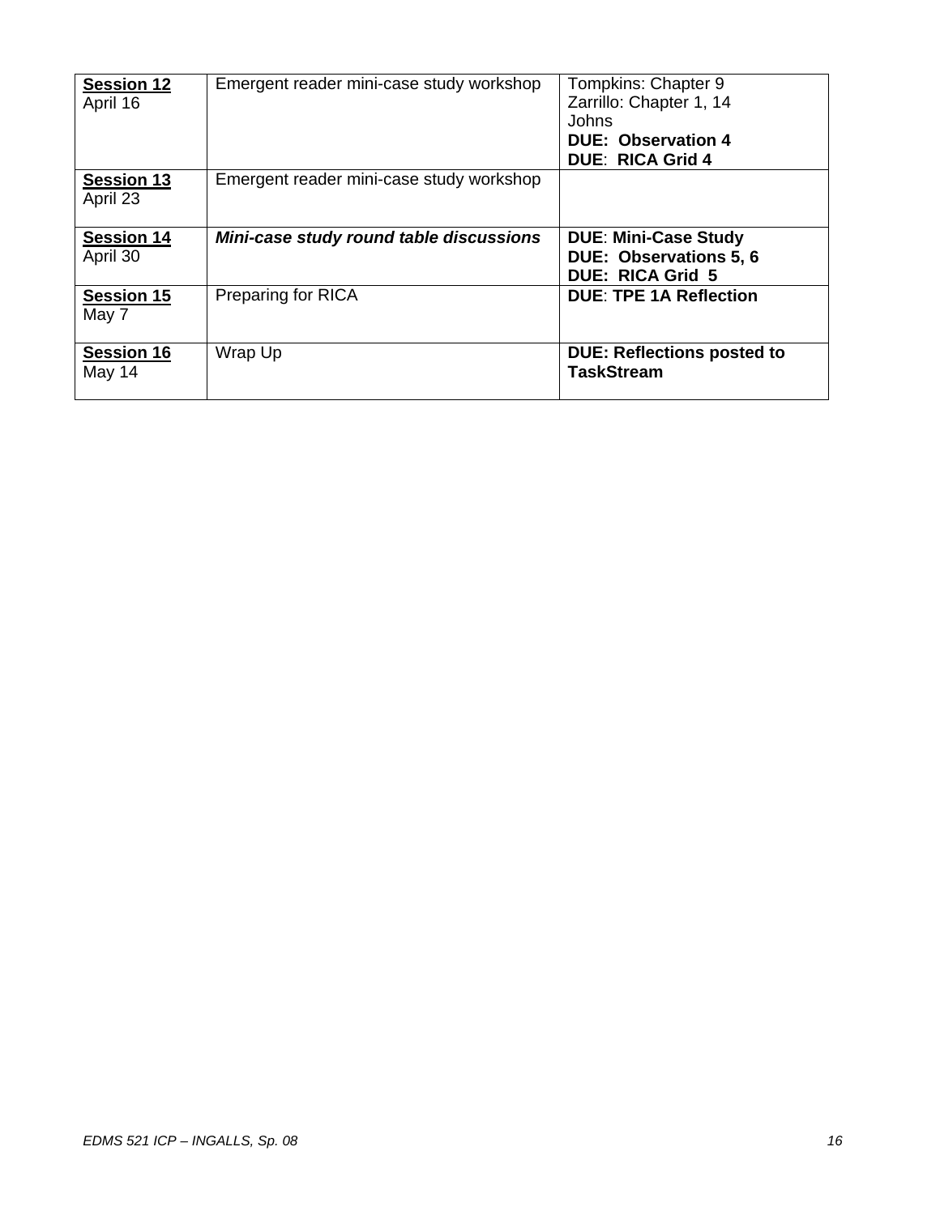| **Session 12** April 16 | Emergent reader mini-case study workshop | Tompkins: Chapter 9<br>Zarrillo: Chapter 1, 14<br>Johns<br>**DUE: Observation 4**<br>**DUE: RICA Grid 4** |
|---|---|---|
| **Session 13** April 23 | Emergent reader mini-case study workshop | |
| **Session 14** April 30 | ***Mini-case study round table discussions*** | **DUE: Mini-Case Study**<br>**DUE: Observations 5, 6**<br>**DUE: RICA Grid 5** |
| **Session 15** May 7 | Preparing for RICA | **DUE: TPE 1A Reflection** |
| **Session 16** May 14 | Wrap Up | **DUE: Reflections posted to TaskStream** |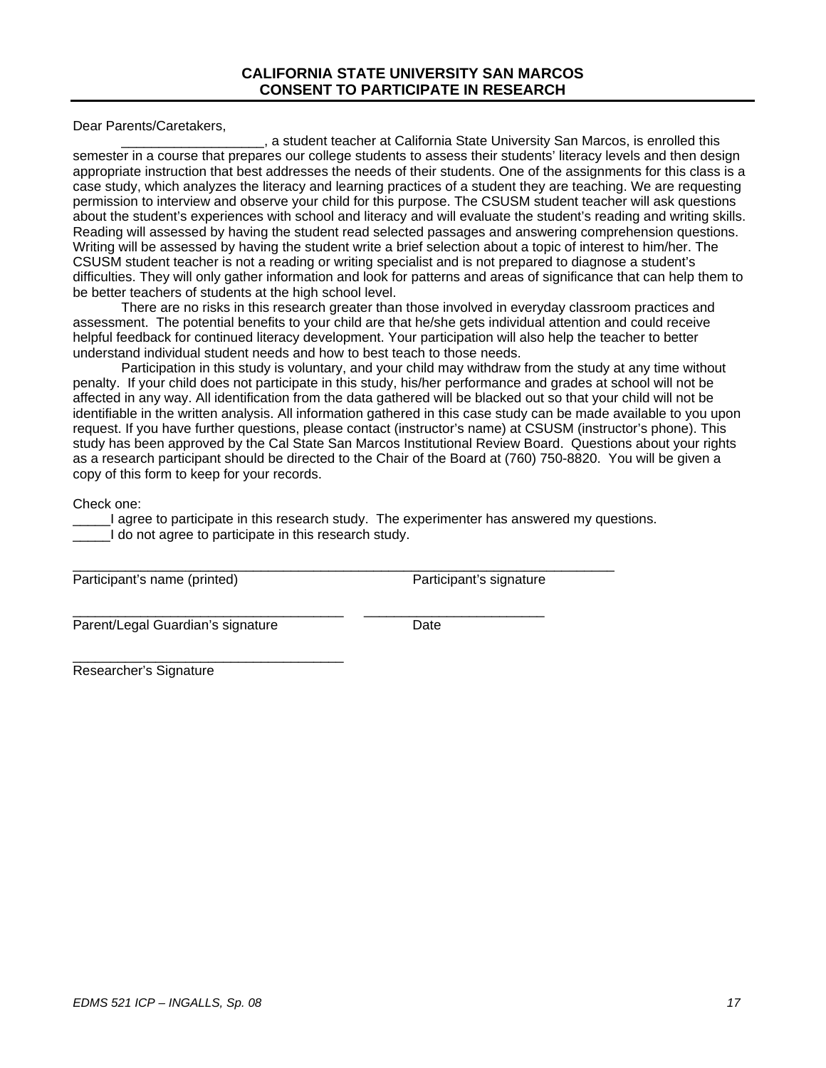**CALIFORNIA STATE UNIVERSITY SAN MARCOS**
**CONSENT TO PARTICIPATE IN RESEARCH**

Dear Parents/Caretakers,

___________________, a student teacher at California State University San Marcos, is enrolled this semester in a course that prepares our college students to assess their students' literacy levels and then design appropriate instruction that best addresses the needs of their students. One of the assignments for this class is a case study, which analyzes the literacy and learning practices of a student they are teaching. We are requesting permission to interview and observe your child for this purpose. The CSUSM student teacher will ask questions about the student's experiences with school and literacy and will evaluate the student's reading and writing skills. Reading will assessed by having the student read selected passages and answering comprehension questions. Writing will be assessed by having the student write a brief selection about a topic of interest to him/her. The CSUSM student teacher is not a reading or writing specialist and is not prepared to diagnose a student's difficulties. They will only gather information and look for patterns and areas of significance that can help them to be better teachers of students at the high school level.

There are no risks in this research greater than those involved in everyday classroom practices and assessment. The potential benefits to your child are that he/she gets individual attention and could receive helpful feedback for continued literacy development. Your participation will also help the teacher to better understand individual student needs and how to best teach to those needs.

Participation in this study is voluntary, and your child may withdraw from the study at any time without penalty. If your child does not participate in this study, his/her performance and grades at school will not be affected in any way. All identification from the data gathered will be blacked out so that your child will not be identifiable in the written analysis. All information gathered in this case study can be made available to you upon request. If you have further questions, please contact (instructor's name) at CSUSM (instructor's phone). This study has been approved by the Cal State San Marcos Institutional Review Board. Questions about your rights as a research participant should be directed to the Chair of the Board at (760) 750-8820. You will be given a copy of this form to keep for your records.

Check one:

_____I agree to participate in this research study. The experimenter has answered my questions.

_____I do not agree to participate in this research study.

______________________________________________________________________________

Participant's name (printed) Participant's signature

_____________________________________ _________________________

Parent/Legal Guardian's signature Date

_____________________________________

Researcher's Signature

*EDMS 521 ICP – INGALLS, Sp. 08*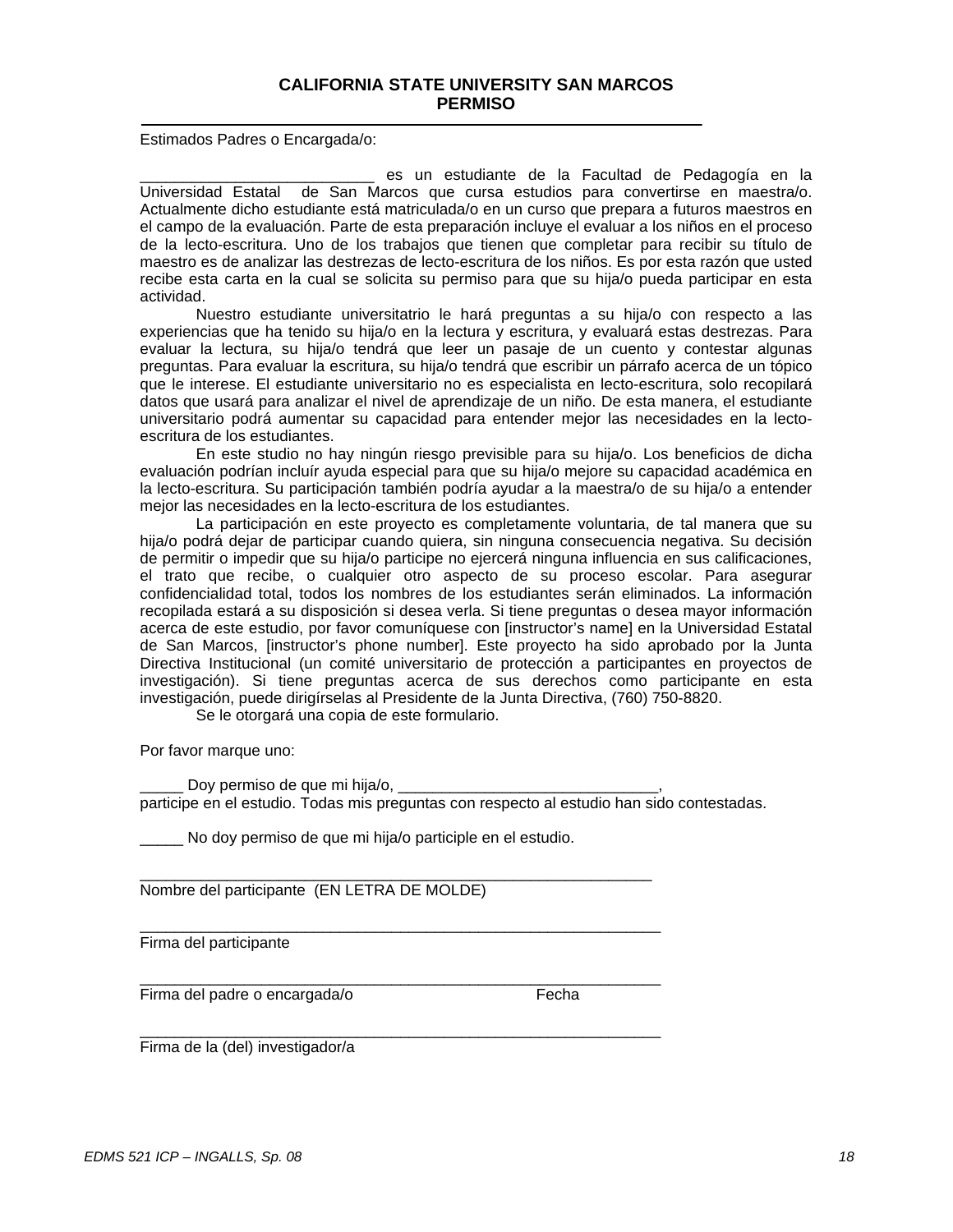**CALIFORNIA STATE UNIVERSITY SAN MARCOS**
**PERMISO**

---

Estimados Padres o Encargada/o:

___________________________ es un estudiante de la Facultad de Pedagogía en la Universidad Estatal de San Marcos que cursa estudios para convertirse en maestra/o. Actualmente dicho estudiante está matriculada/o en un curso que prepara a futuros maestros en el campo de la evaluación. Parte de esta preparación incluye el evaluar a los niños en el proceso de la lecto-escritura. Uno de los trabajos que tienen que completar para recibir su título de maestro es de analizar las destrezas de lecto-escritura de los niños. Es por esta razón que usted recibe esta carta en la cual se solicita su permiso para que su hija/o pueda participar en esta actividad.

Nuestro estudiante universitatrio le hará preguntas a su hija/o con respecto a las experiencias que ha tenido su hija/o en la lectura y escritura, y evaluará estas destrezas. Para evaluar la lectura, su hija/o tendrá que leer un pasaje de un cuento y contestar algunas preguntas. Para evaluar la escritura, su hija/o tendrá que escribir un párrafo acerca de un tópico que le interese. El estudiante universitario no es especialista en lecto-escritura, solo recopilará datos que usará para analizar el nivel de aprendizaje de un niño. De esta manera, el estudiante universitario podrá aumentar su capacidad para entender mejor las necesidades en la lecto-escritura de los estudiantes.

En este studio no hay ningún riesgo previsible para su hija/o. Los beneficios de dicha evaluación podrían incluír ayuda especial para que su hija/o mejore su capacidad académica en la lecto-escritura. Su participación también podría ayudar a la maestra/o de su hija/o a entender mejor las necesidades en la lecto-escritura de los estudiantes.

La participación en este proyecto es completamente voluntaria, de tal manera que su hija/o podrá dejar de participar cuando quiera, sin ninguna consecuencia negativa. Su decisión de permitir o impedir que su hija/o participe no ejercerá ninguna influencia en sus calificaciones, el trato que recibe, o cualquier otro aspecto de su proceso escolar. Para asegurar confidencialidad total, todos los nombres de los estudiantes serán eliminados. La información recopilada estará a su disposición si desea verla. Si tiene preguntas o desea mayor información acerca de este estudio, por favor comuníquese con [instructor's name] en la Universidad Estatal de San Marcos, [instructor's phone number]. Este proyecto ha sido aprobado por la Junta Directiva Institucional (un comité universitario de protección a participantes en proyectos de investigación). Si tiene preguntas acerca de sus derechos como participante en esta investigación, puede dirigírselas al Presidente de la Junta Directiva, (760) 750-8820.

Se le otorgará una copia de este formulario.

Por favor marque uno:

_____ Doy permiso de que mi hija/o, ______________________________, participe en el estudio. Todas mis preguntas con respecto al estudio han sido contestadas.

_____ No doy permiso de que mi hija/o participle en el estudio.

_______________________________________________________________
Nombre del participante (EN LETRA DE MOLDE)

_______________________________________________________________
Firma del participante

_______________________________________________________________
Firma del padre o encargada/o                                        Fecha

_______________________________________________________________
Firma de la (del) investigador/a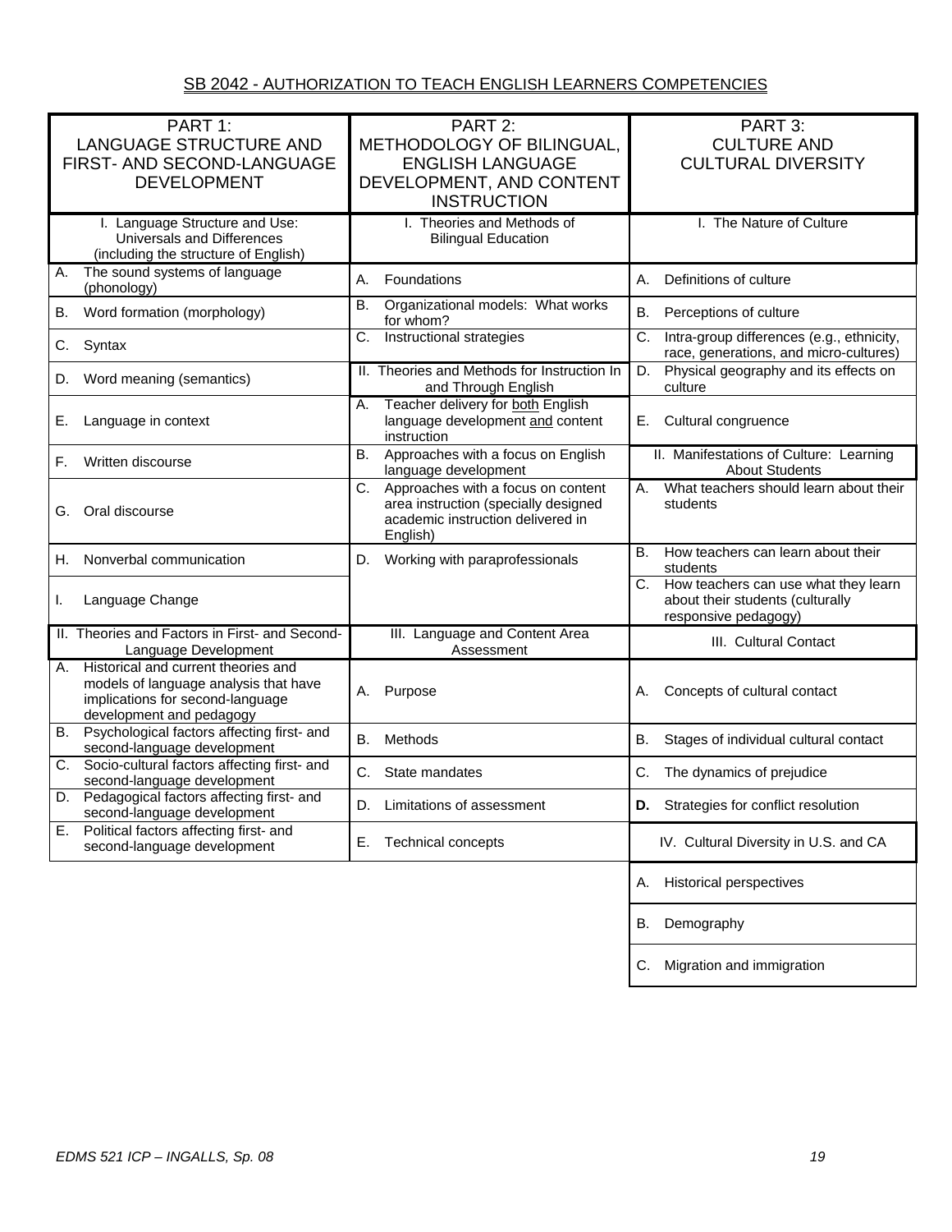SB 2042 - AUTHORIZATION TO TEACH ENGLISH LEARNERS COMPETENCIES

| PART 1: LANGUAGE STRUCTURE AND FIRST- AND SECOND-LANGUAGE DEVELOPMENT | PART 2: METHODOLOGY OF BILINGUAL, ENGLISH LANGUAGE DEVELOPMENT, AND CONTENT INSTRUCTION | PART 3: CULTURE AND CULTURAL DIVERSITY |
|---|---|---|
| I. Language Structure and Use: Universals and Differences (including the structure of English) | I. Theories and Methods of Bilingual Education | I. The Nature of Culture |
| A. The sound systems of language (phonology) | A. Foundations | A. Definitions of culture |
| B. Word formation (morphology) | B. Organizational models: What works for whom? | B. Perceptions of culture |
| C. Syntax | C. Instructional strategies | C. Intra-group differences (e.g., ethnicity, race, generations, and micro-cultures) |
| D. Word meaning (semantics) | II. Theories and Methods for Instruction In and Through English | D. Physical geography and its effects on culture |
| E. Language in context | A. Teacher delivery for <u>both</u> English language development <u>and</u> content instruction | E. Cultural congruence |
| F. Written discourse | B. Approaches with a focus on English language development | II. Manifestations of Culture: Learning About Students |
| G. Oral discourse | C. Approaches with a focus on content area instruction (specially designed academic instruction delivered in English) | A. What teachers should learn about their students |
| H. Nonverbal communication | D. Working with paraprofessionals | B. How teachers can learn about their students |
| I. Language Change | | C. How teachers can use what they learn about their students (culturally responsive pedagogy) |
| II. Theories and Factors in First- and Second-Language Development | III. Language and Content Area Assessment | III. Cultural Contact |
| A. Historical and current theories and models of language analysis that have implications for second-language development and pedagogy | A. Purpose | A. Concepts of cultural contact |
| B. Psychological factors affecting first- and second-language development | B. Methods | B. Stages of individual cultural contact |
| C. Socio-cultural factors affecting first- and second-language development | C. State mandates | C. The dynamics of prejudice |
| D. Pedagogical factors affecting first- and second-language development | D. Limitations of assessment | **D.** Strategies for conflict resolution |
| E. Political factors affecting first- and second-language development | E. Technical concepts | IV. Cultural Diversity in U.S. and CA |
| | | A. Historical perspectives |
| | | B. Demography |
| | | C. Migration and immigration |